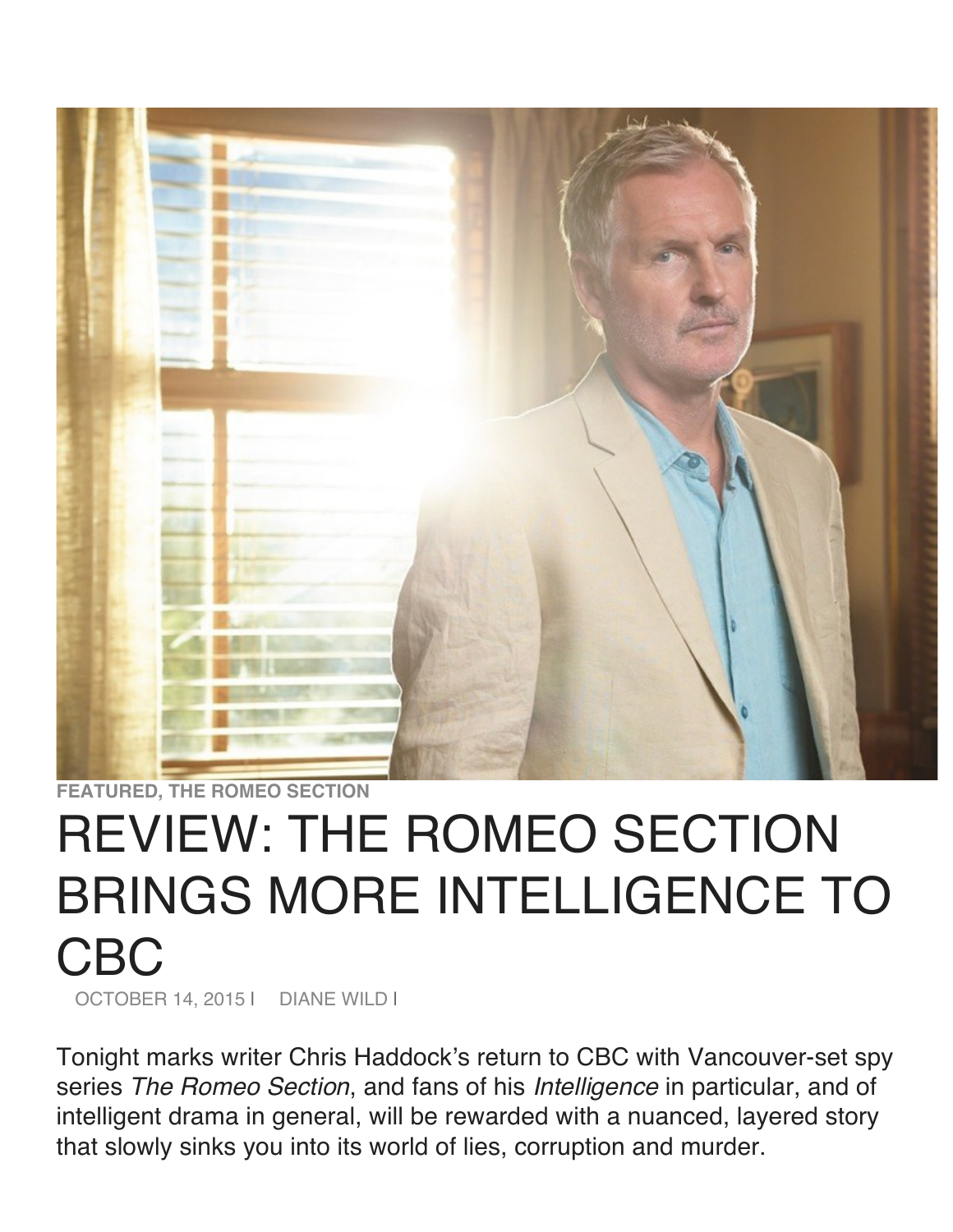**FEATURED, THE ROMEO SECTION**

# REVIEW: THE ROMEO SECTION BRINGS MORE INTELLIGENCE TO CBC

OCTOBER 14, 2015 | DIANE WILD |

Tonight marks writer Chris Haddock's return to CBC with Vancouver-set spy series *The Romeo Section*, and fans of his *Intelligence* in particular, and of intelligent drama in general, will be rewarded with a nuanced, layered story that slowly sinks you into its world of lies, corruption and murder.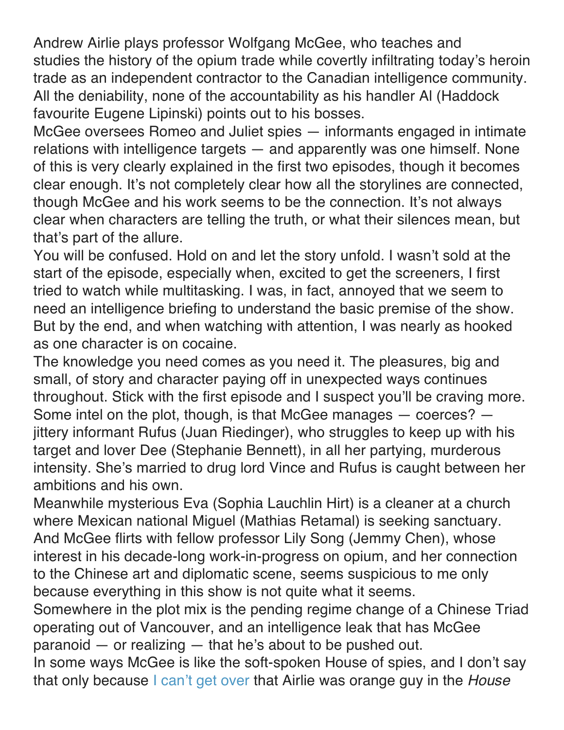Andrew Airlie plays professor Wolfgang McGee, who teaches and studies the history of the opium trade while covertly infiltrating today's heroin trade as an independent contractor to the Canadian intelligence community. All the deniability, none of the accountability as his handler Al (Haddock favourite Eugene Lipinski) points out to his bosses.

McGee oversees Romeo and Juliet spies — informants engaged in intimate relations with intelligence targets — and apparently was one himself. None of this is very clearly explained in the first two episodes, though it becomes clear enough. It's not completely clear how all the storylines are connected, though McGee and his work seems to be the connection. It's not always clear when characters are telling the truth, or what their silences mean, but that's part of the allure.

You will be confused. Hold on and let the story unfold. I wasn't sold at the start of the episode, especially when, excited to get the screeners, I first tried to watch while multitasking. I was, in fact, annoyed that we seem to need an intelligence briefing to understand the basic premise of the show. But by the end, and when watching with attention, I was nearly as hooked as one character is on cocaine.

The knowledge you need comes as you need it. The pleasures, big and small, of story and character paying off in unexpected ways continues throughout. Stick with the first episode and I suspect you'll be craving more.

Some intel on the plot, though, is that McGee manages — coerces? — jittery informant Rufus (Juan Riedinger), who struggles to keep up with his target and lover Dee (Stephanie Bennett), in all her partying, murderous intensity. She's married to drug lord Vince and Rufus is caught between her ambitions and his own.

Meanwhile mysterious Eva (Sophia Lauchlin Hirt) is a cleaner at a church where Mexican national Miguel (Mathias Retamal) is seeking sanctuary. And McGee flirts with fellow professor Lily Song (Jemmy Chen), whose interest in his decade-long work-in-progress on opium, and her connection to the Chinese art and diplomatic scene, seems suspicious to me only because everything in this show is not quite what it seems.

Somewhere in the plot mix is the pending regime change of a Chinese Triad operating out of Vancouver, and an intelligence leak that has McGee paranoid — or realizing — that he's about to be pushed out.

In some ways McGee is like the soft-spoken House of spies, and I don't say that only because I can't get over that Airlie was orange guy in the *House*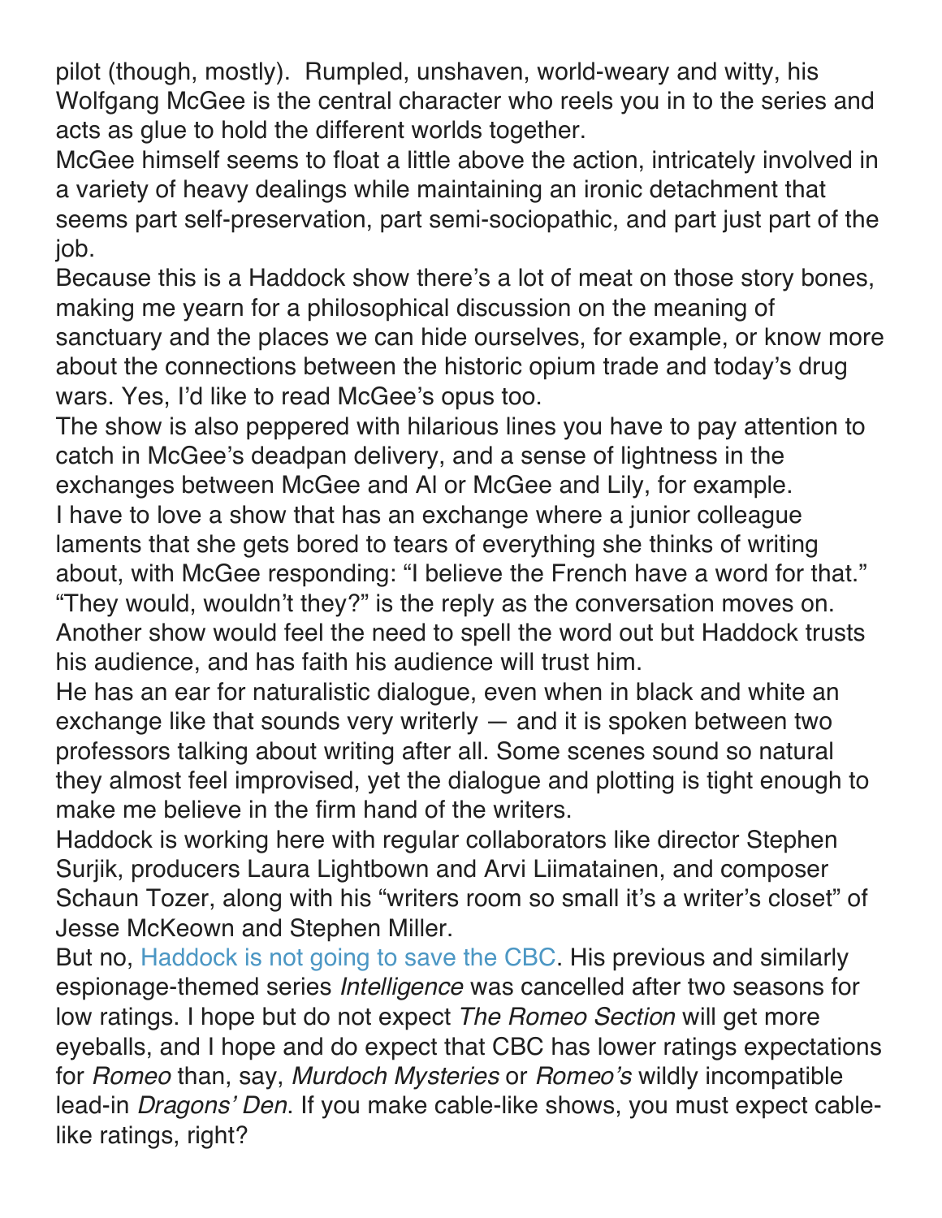pilot (though, mostly). Rumpled, unshaven, world-weary and witty, his Wolfgang McGee is the central character who reels you in to the series and acts as glue to hold the different worlds together.

McGee himself seems to float a little above the action, intricately involved in a variety of heavy dealings while maintaining an ironic detachment that seems part self-preservation, part semi-sociopathic, and part just part of the job.

Because this is a Haddock show there's a lot of meat on those story bones, making me yearn for a philosophical discussion on the meaning of sanctuary and the places we can hide ourselves, for example, or know more about the connections between the historic opium trade and today's drug wars. Yes, I'd like to read McGee's opus too.

The show is also peppered with hilarious lines you have to pay attention to catch in McGee's deadpan delivery, and a sense of lightness in the exchanges between McGee and Al or McGee and Lily, for example.

I have to love a show that has an exchange where a junior colleague laments that she gets bored to tears of everything she thinks of writing about, with McGee responding: "I believe the French have a word for that." "They would, wouldn't they?" is the reply as the conversation moves on. Another show would feel the need to spell the word out but Haddock trusts his audience, and has faith his audience will trust him.

He has an ear for naturalistic dialogue, even when in black and white an exchange like that sounds very writerly — and it is spoken between two professors talking about writing after all. Some scenes sound so natural they almost feel improvised, yet the dialogue and plotting is tight enough to make me believe in the firm hand of the writers.

Haddock is working here with regular collaborators like director Stephen Surjik, producers Laura Lightbown and Arvi Liimatainen, and composer Schaun Tozer, along with his "writers room so small it's a writer's closet" of Jesse McKeown and Stephen Miller.

But no, Haddock is not going to save the CBC. His previous and similarly espionage-themed series *Intelligence* was cancelled after two seasons for low ratings. I hope but do not expect *The Romeo Section* will get more eyeballs, and I hope and do expect that CBC has lower ratings expectations for *Romeo* than, say, *Murdoch Mysteries* or *Romeo's* wildly incompatible lead-in *Dragons' Den*. If you make cable-like shows, you must expect cable-like ratings, right?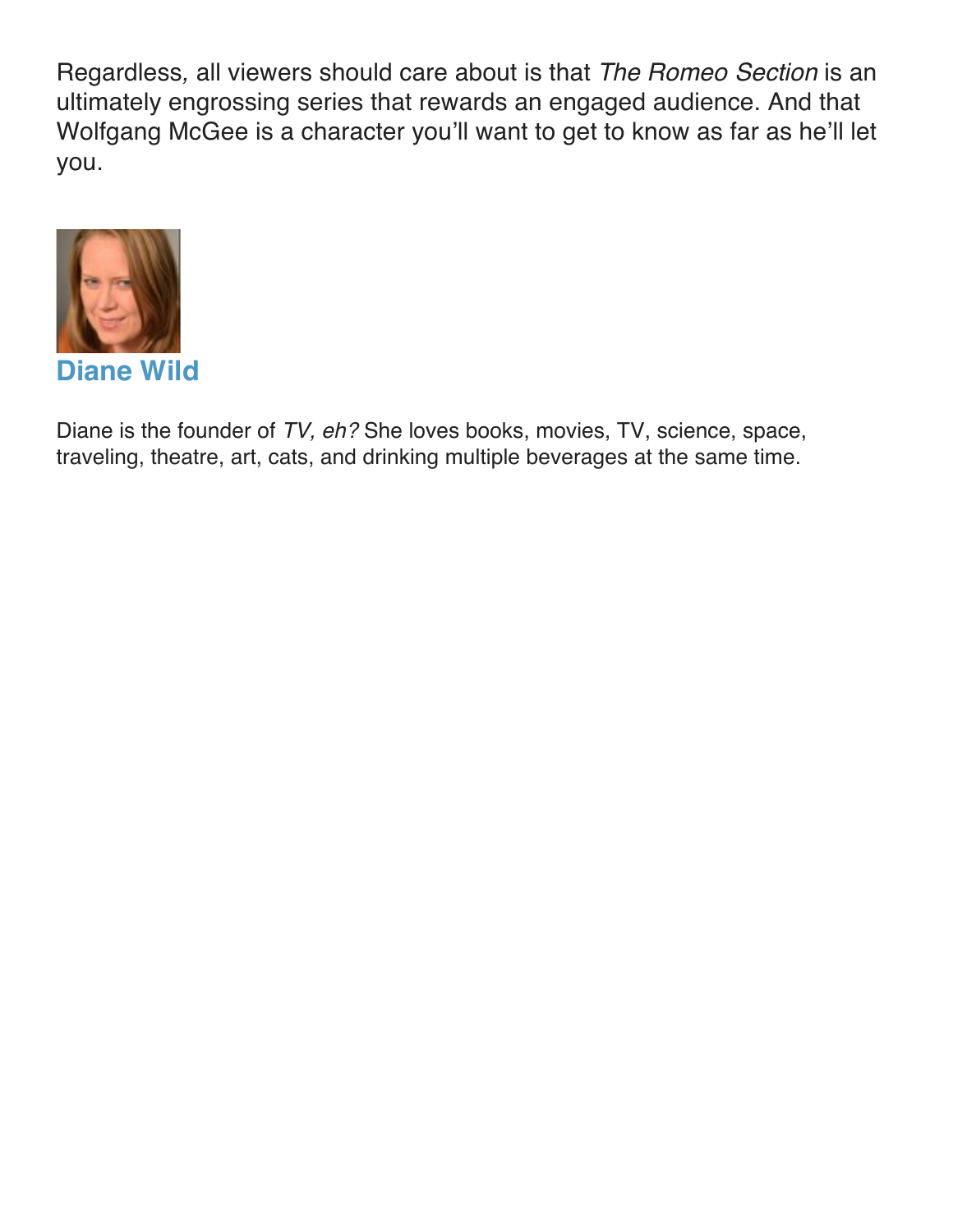Regardless*,* all viewers should care about is that *The Romeo Section* is an ultimately engrossing series that rewards an engaged audience. And that Wolfgang McGee is a character you'll want to get to know as far as he'll let you.

**Diane Wild**

Diane is the founder of *TV, eh?* She loves books, movies, TV, science, space, traveling, theatre, art, cats, and drinking multiple beverages at the same time.